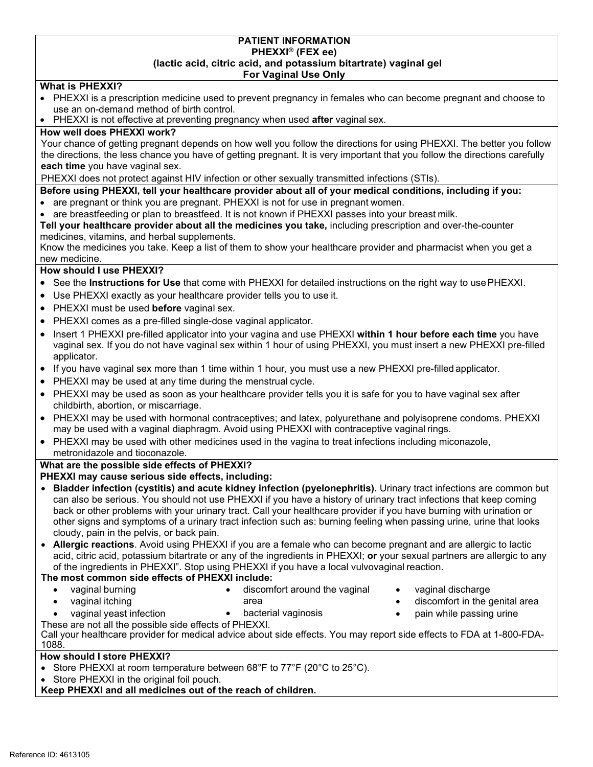# PATIENT INFORMATION
## PHEXXI® (FEX ee)
## (lactic acid, citric acid, and potassium bitartrate) vaginal gel
## For Vaginal Use Only

### What is PHEXXI?

- PHEXXI is a prescription medicine used to prevent pregnancy in females who can become pregnant and choose to use an on-demand method of birth control.
- PHEXXI is not effective at preventing pregnancy when used **after** vaginal sex.

### How well does PHEXXI work?

Your chance of getting pregnant depends on how well you follow the directions for using PHEXXI. The better you follow the directions, the less chance you have of getting pregnant. It is very important that you follow the directions carefully **each time** you have vaginal sex.

PHEXXI does not protect against HIV infection or other sexually transmitted infections (STIs).

### Before using PHEXXI, tell your healthcare provider about all of your medical conditions, including if you:

- are pregnant or think you are pregnant. PHEXXI is not for use in pregnant women.
- are breastfeeding or plan to breastfeed. It is not known if PHEXXI passes into your breast milk.

**Tell your healthcare provider about all the medicines you take,** including prescription and over-the-counter medicines, vitamins, and herbal supplements.

Know the medicines you take. Keep a list of them to show your healthcare provider and pharmacist when you get a new medicine.

### How should I use PHEXXI?

- See the **Instructions for Use** that come with PHEXXI for detailed instructions on the right way to use PHEXXI.
- Use PHEXXI exactly as your healthcare provider tells you to use it.
- PHEXXI must be used **before** vaginal sex.
- PHEXXI comes as a pre-filled single-dose vaginal applicator.
- Insert 1 PHEXXI pre-filled applicator into your vagina and use PHEXXI **within 1 hour before each time** you have vaginal sex. If you do not have vaginal sex within 1 hour of using PHEXXI, you must insert a new PHEXXI pre-filled applicator.
- If you have vaginal sex more than 1 time within 1 hour, you must use a new PHEXXI pre-filled applicator.
- PHEXXI may be used at any time during the menstrual cycle.
- PHEXXI may be used as soon as your healthcare provider tells you it is safe for you to have vaginal sex after childbirth, abortion, or miscarriage.
- PHEXXI may be used with hormonal contraceptives; and latex, polyurethane and polyisoprene condoms. PHEXXI may be used with a vaginal diaphragm. Avoid using PHEXXI with contraceptive vaginal rings.
- PHEXXI may be used with other medicines used in the vagina to treat infections including miconazole, metronidazole and tioconazole.

### What are the possible side effects of PHEXXI?

**PHEXXI may cause serious side effects, including:**

- **Bladder infection (cystitis) and acute kidney infection (pyelonephritis).** Urinary tract infections are common but can also be serious. You should not use PHEXXI if you have a history of urinary tract infections that keep coming back or other problems with your urinary tract. Call your healthcare provider if you have burning with urination or other signs and symptoms of a urinary tract infection such as: burning feeling when passing urine, urine that looks cloudy, pain in the pelvis, or back pain.
- **Allergic reactions**. Avoid using PHEXXI if you are a female who can become pregnant and are allergic to lactic acid, citric acid, potassium bitartrate or any of the ingredients in PHEXXI; **or** your sexual partners are allergic to any of the ingredients in PHEXXI". Stop using PHEXXI if you have a local vulvovaginal reaction.

**The most common side effects of PHEXXI include:**

- vaginal burning
- vaginal itching
- vaginal yeast infection
- discomfort around the vaginal area
- bacterial vaginosis
- vaginal discharge
- discomfort in the genital area
- pain while passing urine

These are not all the possible side effects of PHEXXI.

Call your healthcare provider for medical advice about side effects. You may report side effects to FDA at 1-800-FDA-1088.

### How should I store PHEXXI?

- Store PHEXXI at room temperature between 68°F to 77°F (20°C to 25°C).
- Store PHEXXI in the original foil pouch.

**Keep PHEXXI and all medicines out of the reach of children.**

Reference ID: 4613105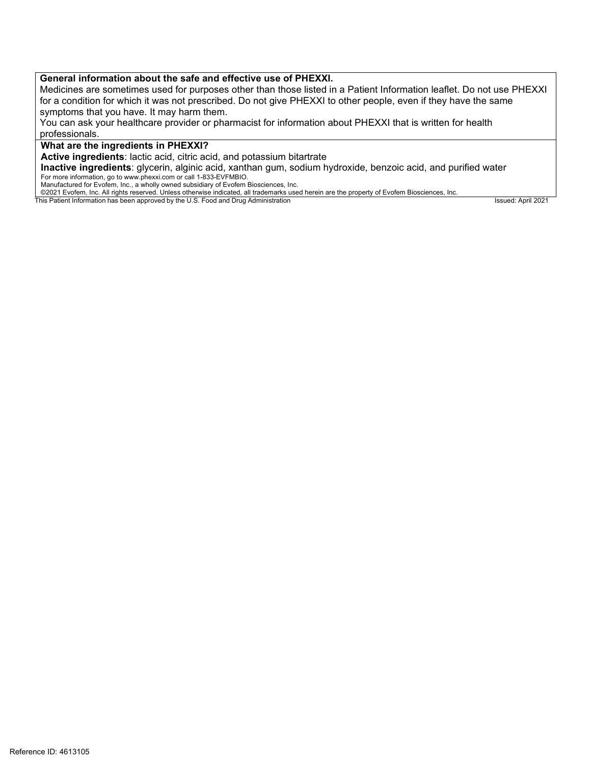**General information about the safe and effective use of PHEXXI.**

Medicines are sometimes used for purposes other than those listed in a Patient Information leaflet. Do not use PHEXXI for a condition for which it was not prescribed. Do not give PHEXXI to other people, even if they have the same symptoms that you have. It may harm them.

You can ask your healthcare provider or pharmacist for information about PHEXXI that is written for health professionals.

**What are the ingredients in PHEXXI?**

**Active ingredients**: lactic acid, citric acid, and potassium bitartrate

**Inactive ingredients**: glycerin, alginic acid, xanthan gum, sodium hydroxide, benzoic acid, and purified water

For more information, go to www.phexxi.com or call 1-833-EVFMBIO.

Manufactured for Evofem, Inc., a wholly owned subsidiary of Evofem Biosciences, Inc.

©2021 Evofem, Inc. All rights reserved. Unless otherwise indicated, all trademarks used herein are the property of Evofem Biosciences, Inc.

This Patient Information has been approved by the U.S. Food and Drug Administration

Issued: April 2021

Reference ID: 4613105